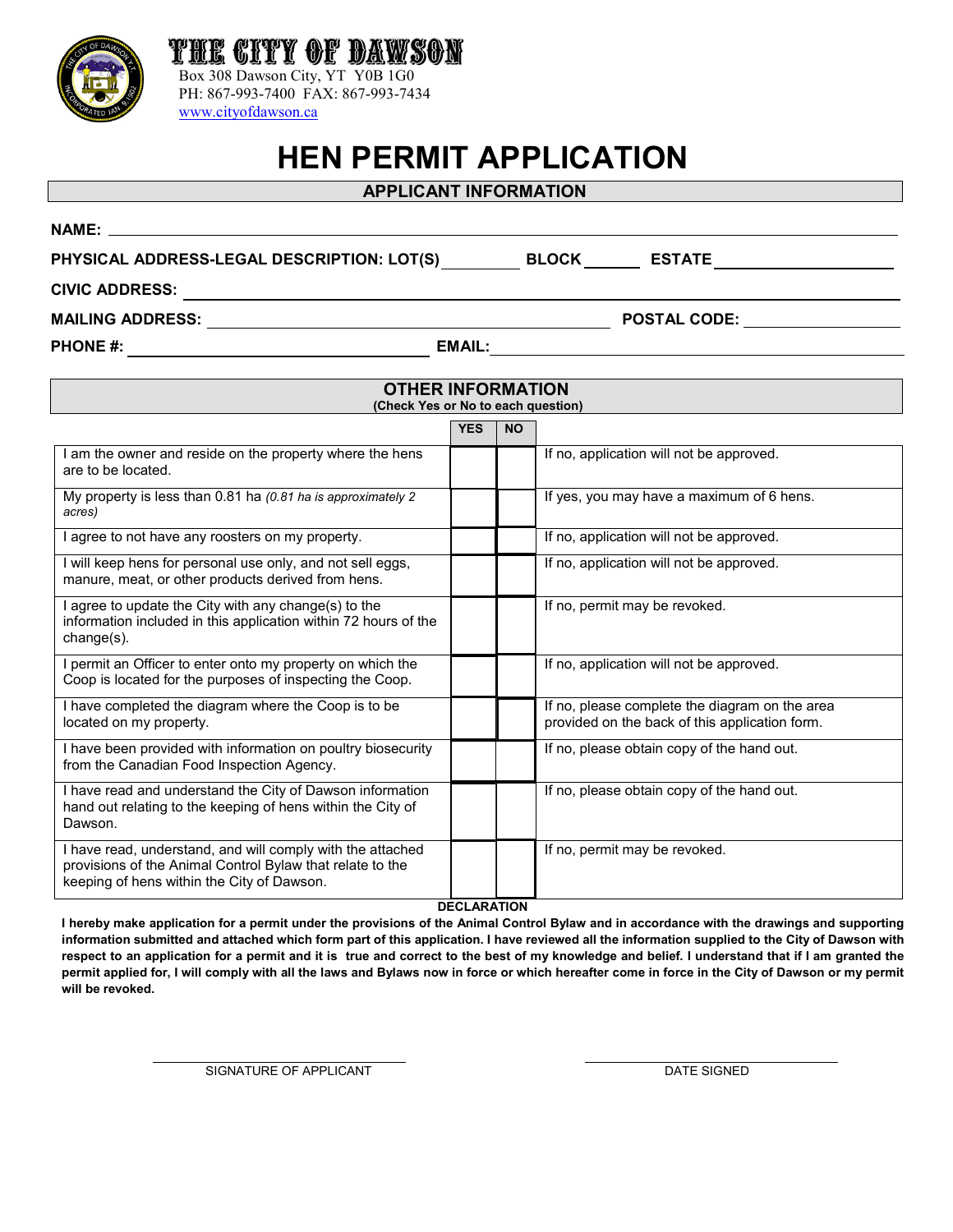# THE CITY OF DAWSON

Box 308 Dawson City, YT Y0B 1G0
PH: 867-993-7400 FAX: 867-993-7434
www.cityofdawson.ca

# HEN PERMIT APPLICATION

## APPLICANT INFORMATION

**NAME:** ______________________________

**PHYSICAL ADDRESS-LEGAL DESCRIPTION: LOT(S)** ________ **BLOCK** ______ **ESTATE** ______________

**CIVIC ADDRESS:** ______________________________

**MAILING ADDRESS:** ______________________________ **POSTAL CODE:** ______________

**PHONE #:** ______________________ **EMAIL:** ______________________

## OTHER INFORMATION

**(Check Yes or No to each question)**

| | YES | NO | |
|---|---|---|---|
| I am the owner and reside on the property where the hens are to be located. | | | If no, application will not be approved. |
| My property is less than 0.81 ha *(0.81 ha is approximately 2 acres)* | | | If yes, you may have a maximum of 6 hens. |
| I agree to not have any roosters on my property. | | | If no, application will not be approved. |
| I will keep hens for personal use only, and not sell eggs, manure, meat, or other products derived from hens. | | | If no, application will not be approved. |
| I agree to update the City with any change(s) to the information included in this application within 72 hours of the change(s). | | | If no, permit may be revoked. |
| I permit an Officer to enter onto my property on which the Coop is located for the purposes of inspecting the Coop. | | | If no, application will not be approved. |
| I have completed the diagram where the Coop is to be located on my property. | | | If no, please complete the diagram on the area provided on the back of this application form. |
| I have been provided with information on poultry biosecurity from the Canadian Food Inspection Agency. | | | If no, please obtain copy of the hand out. |
| I have read and understand the City of Dawson information hand out relating to the keeping of hens within the City of Dawson. | | | If no, please obtain copy of the hand out. |
| I have read, understand, and will comply with the attached provisions of the Animal Control Bylaw that relate to the keeping of hens within the City of Dawson. | | | If no, permit may be revoked. |

**DECLARATION**

**I hereby make application for a permit under the provisions of the Animal Control Bylaw and in accordance with the drawings and supporting information submitted and attached which form part of this application. I have reviewed all the information supplied to the City of Dawson with respect to an application for a permit and it is true and correct to the best of my knowledge and belief. I understand that if I am granted the permit applied for, I will comply with all the laws and Bylaws now in force or which hereafter come in force in the City of Dawson or my permit will be revoked.**

______________________________ ______________________________
SIGNATURE OF APPLICANT DATE SIGNED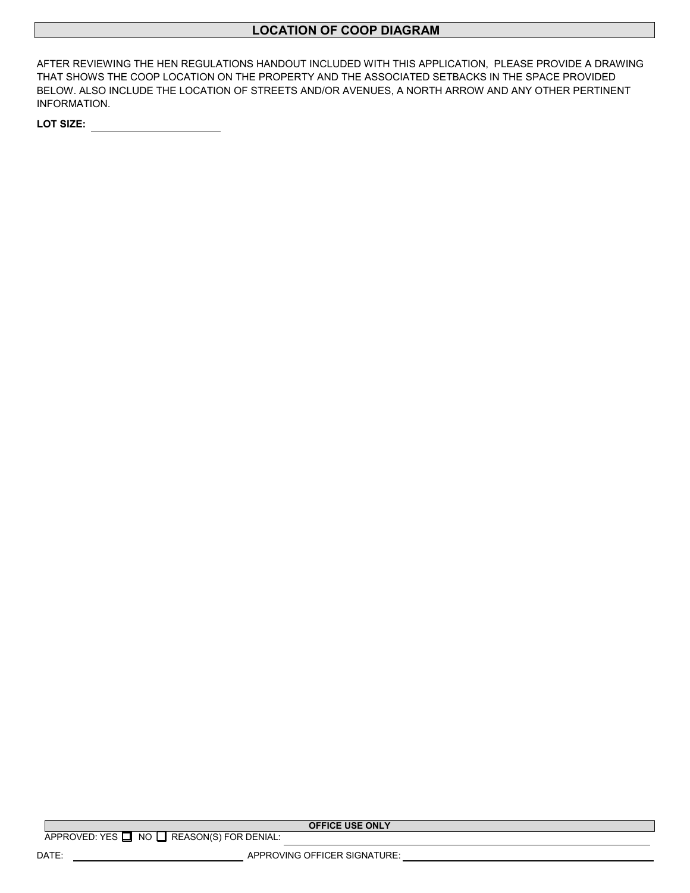## LOCATION OF COOP DIAGRAM

AFTER REVIEWING THE HEN REGULATIONS HANDOUT INCLUDED WITH THIS APPLICATION, PLEASE PROVIDE A DRAWING THAT SHOWS THE COOP LOCATION ON THE PROPERTY AND THE ASSOCIATED SETBACKS IN THE SPACE PROVIDED BELOW. ALSO INCLUDE THE LOCATION OF STREETS AND/OR AVENUES, A NORTH ARROW AND ANY OTHER PERTINENT INFORMATION.

**LOT SIZE:** ____________________

| OFFICE USE ONLY |
|---|
| APPROVED: YES ☐ NO ☐ REASON(S) FOR DENIAL: ____________________ |
| DATE: ____________________ APPROVING OFFICER SIGNATURE: ____________________ |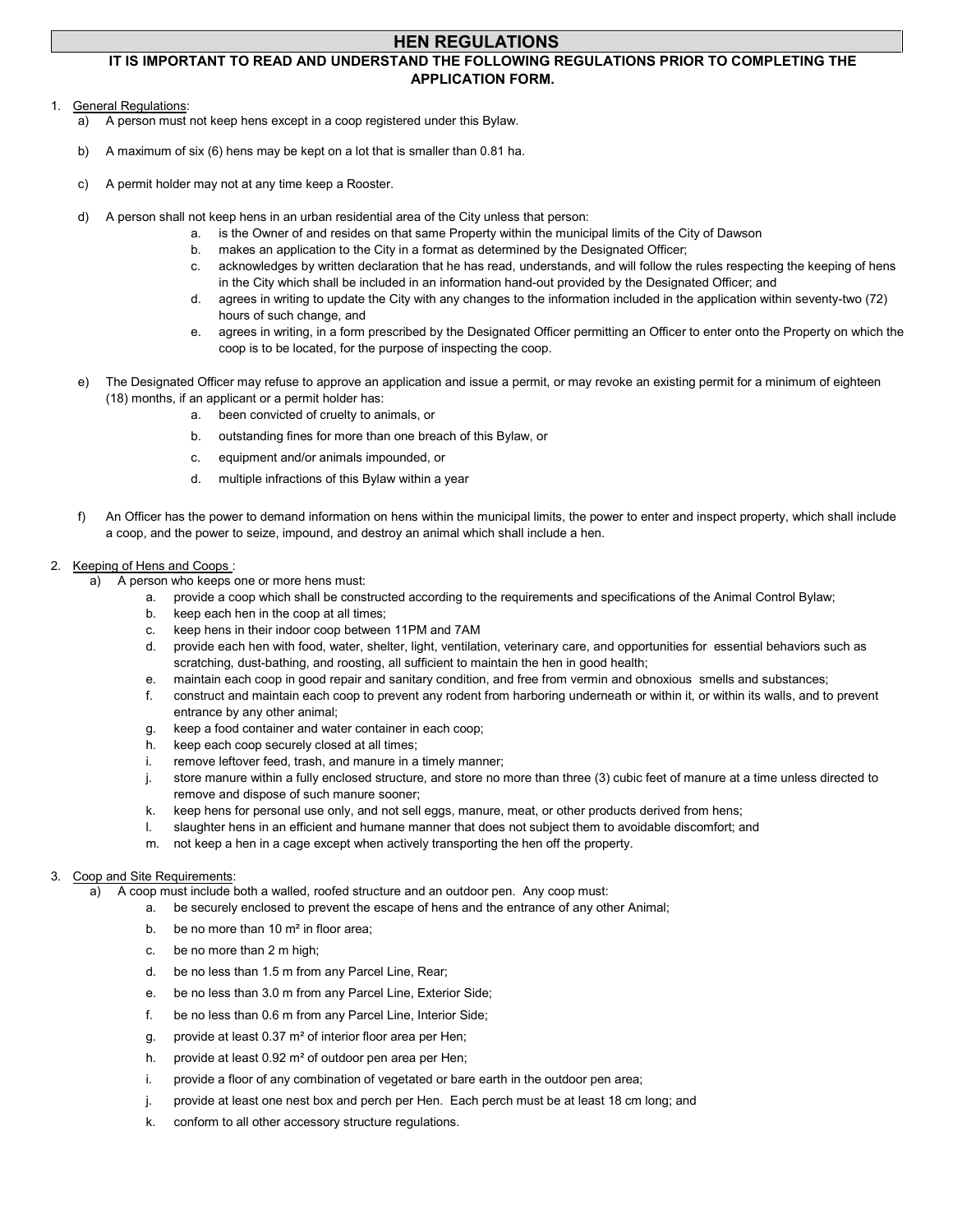# HEN REGULATIONS

**IT IS IMPORTANT TO READ AND UNDERSTAND THE FOLLOWING REGULATIONS PRIOR TO COMPLETING THE APPLICATION FORM.**

1. General Regulations:
   a) A person must not keep hens except in a coop registered under this Bylaw.
   b) A maximum of six (6) hens may be kept on a lot that is smaller than 0.81 ha.
   c) A permit holder may not at any time keep a Rooster.
   d) A person shall not keep hens in an urban residential area of the City unless that person:
      a. is the Owner of and resides on that same Property within the municipal limits of the City of Dawson
      b. makes an application to the City in a format as determined by the Designated Officer;
      c. acknowledges by written declaration that he has read, understands, and will follow the rules respecting the keeping of hens in the City which shall be included in an information hand-out provided by the Designated Officer; and
      d. agrees in writing to update the City with any changes to the information included in the application within seventy-two (72) hours of such change, and
      e. agrees in writing, in a form prescribed by the Designated Officer permitting an Officer to enter onto the Property on which the coop is to be located, for the purpose of inspecting the coop.
   e) The Designated Officer may refuse to approve an application and issue a permit, or may revoke an existing permit for a minimum of eighteen (18) months, if an applicant or a permit holder has:
      a. been convicted of cruelty to animals, or
      b. outstanding fines for more than one breach of this Bylaw, or
      c. equipment and/or animals impounded, or
      d. multiple infractions of this Bylaw within a year
   f) An Officer has the power to demand information on hens within the municipal limits, the power to enter and inspect property, which shall include a coop, and the power to seize, impound, and destroy an animal which shall include a hen.

2. Keeping of Hens and Coops :
   a) A person who keeps one or more hens must:
      a. provide a coop which shall be constructed according to the requirements and specifications of the Animal Control Bylaw;
      b. keep each hen in the coop at all times;
      c. keep hens in their indoor coop between 11PM and 7AM
      d. provide each hen with food, water, shelter, light, ventilation, veterinary care, and opportunities for essential behaviors such as scratching, dust-bathing, and roosting, all sufficient to maintain the hen in good health;
      e. maintain each coop in good repair and sanitary condition, and free from vermin and obnoxious smells and substances;
      f. construct and maintain each coop to prevent any rodent from harboring underneath or within it, or within its walls, and to prevent entrance by any other animal;
      g. keep a food container and water container in each coop;
      h. keep each coop securely closed at all times;
      i. remove leftover feed, trash, and manure in a timely manner;
      j. store manure within a fully enclosed structure, and store no more than three (3) cubic feet of manure at a time unless directed to remove and dispose of such manure sooner;
      k. keep hens for personal use only, and not sell eggs, manure, meat, or other products derived from hens;
      l. slaughter hens in an efficient and humane manner that does not subject them to avoidable discomfort; and
      m. not keep a hen in a cage except when actively transporting the hen off the property.

3. Coop and Site Requirements:
   a) A coop must include both a walled, roofed structure and an outdoor pen. Any coop must:
      a. be securely enclosed to prevent the escape of hens and the entrance of any other Animal;
      b. be no more than 10 m² in floor area;
      c. be no more than 2 m high;
      d. be no less than 1.5 m from any Parcel Line, Rear;
      e. be no less than 3.0 m from any Parcel Line, Exterior Side;
      f. be no less than 0.6 m from any Parcel Line, Interior Side;
      g. provide at least 0.37 m² of interior floor area per Hen;
      h. provide at least 0.92 m² of outdoor pen area per Hen;
      i. provide a floor of any combination of vegetated or bare earth in the outdoor pen area;
      j. provide at least one nest box and perch per Hen. Each perch must be at least 18 cm long; and
      k. conform to all other accessory structure regulations.